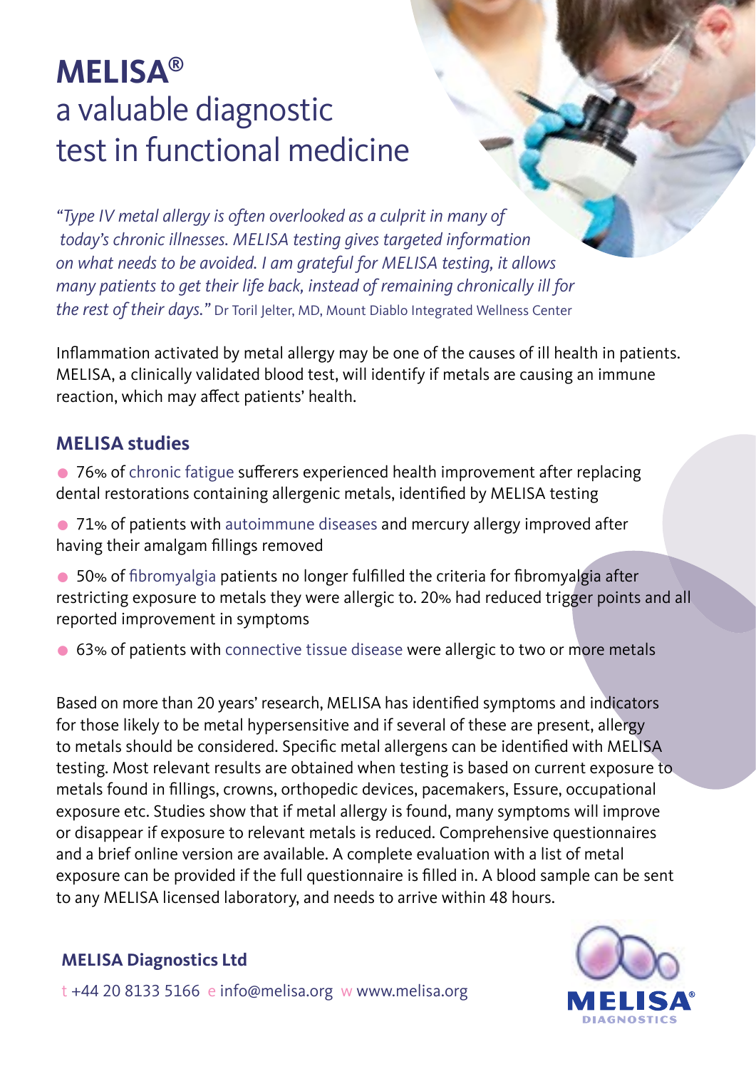# MELISA®

## a valuable diagnostic test in functional medicine

*"Type IV metal allergy is often overlooked as a culprit in many of today's chronic illnesses. MELISA testing gives targeted information on what needs to be avoided. I am grateful for MELISA testing, it allows many patients to get their life back, instead of remaining chronically ill for the rest of their days."* Dr Toril Jelter, MD, Mount Diablo Integrated Wellness Center

Inflammation activated by metal allergy may be one of the causes of ill health in patients. MELISA, a clinically validated blood test, will identify if metals are causing an immune reaction, which may affect patients' health.

### MELISA studies

- 76% of chronic fatigue sufferers experienced health improvement after replacing dental restorations containing allergenic metals, identified by MELISA testing
- 71% of patients with autoimmune diseases and mercury allergy improved after having their amalgam fillings removed
- 50% of fibromyalgia patients no longer fulfilled the criteria for fibromyalgia after restricting exposure to metals they were allergic to. 20% had reduced trigger points and all reported improvement in symptoms
- 63% of patients with connective tissue disease were allergic to two or more metals

Based on more than 20 years' research, MELISA has identified symptoms and indicators for those likely to be metal hypersensitive and if several of these are present, allergy to metals should be considered. Specific metal allergens can be identified with MELISA testing. Most relevant results are obtained when testing is based on current exposure to metals found in fillings, crowns, orthopedic devices, pacemakers, Essure, occupational exposure etc. Studies show that if metal allergy is found, many symptoms will improve or disappear if exposure to relevant metals is reduced. Comprehensive questionnaires and a brief online version are available. A complete evaluation with a list of metal exposure can be provided if the full questionnaire is filled in. A blood sample can be sent to any MELISA licensed laboratory, and needs to arrive within 48 hours.

**MELISA Diagnostics Ltd**

t +44 20 8133 5166 e info@melisa.org w www.melisa.org

MELISA® DIAGNOSTICS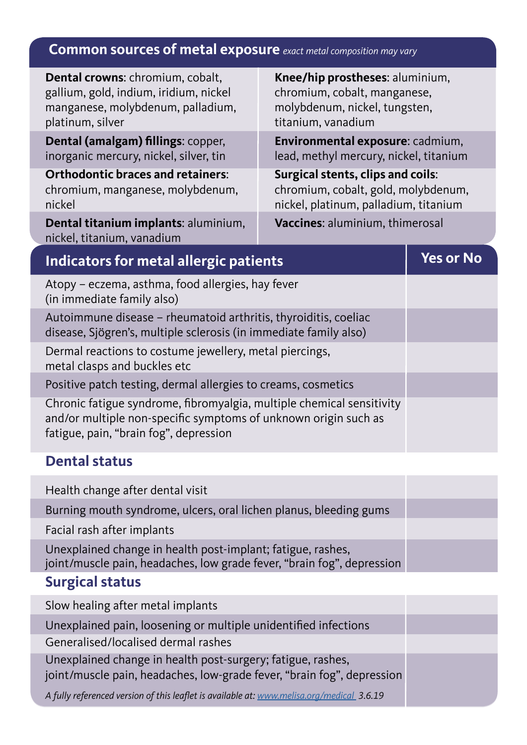## Common sources of metal exposure *exact metal composition may vary*

| | |
|---|---|
| **Dental crowns**: chromium, cobalt, gallium, gold, indium, iridium, nickel manganese, molybdenum, palladium, platinum, silver | **Knee/hip prostheses**: aluminium, chromium, cobalt, manganese, molybdenum, nickel, tungsten, titanium, vanadium |
| **Dental (amalgam) fillings**: copper, inorganic mercury, nickel, silver, tin | **Environmental exposure**: cadmium, lead, methyl mercury, nickel, titanium |
| **Orthodontic braces and retainers**: chromium, manganese, molybdenum, nickel | **Surgical stents, clips and coils**: chromium, cobalt, gold, molybdenum, nickel, platinum, palladium, titanium |
| **Dental titanium implants**: aluminium, nickel, titanium, vanadium | **Vaccines**: aluminium, thimerosal |

| Indicators for metal allergic patients | Yes or No |
|---|---|
| Atopy – eczema, asthma, food allergies, hay fever (in immediate family also) | |
| Autoimmune disease – rheumatoid arthritis, thyroiditis, coeliac disease, Sjögren's, multiple sclerosis (in immediate family also) | |
| Dermal reactions to costume jewellery, metal piercings, metal clasps and buckles etc | |
| Positive patch testing, dermal allergies to creams, cosmetics | |
| Chronic fatigue syndrome, fibromyalgia, multiple chemical sensitivity and/or multiple non-specific symptoms of unknown origin such as fatigue, pain, "brain fog", depression | |
| **Dental status** | |
| Health change after dental visit | |
| Burning mouth syndrome, ulcers, oral lichen planus, bleeding gums | |
| Facial rash after implants | |
| Unexplained change in health post-implant; fatigue, rashes, joint/muscle pain, headaches, low grade fever, "brain fog", depression | |
| **Surgical status** | |
| Slow healing after metal implants | |
| Unexplained pain, loosening or multiple unidentified infections | |
| Generalised/localised dermal rashes | |
| Unexplained change in health post-surgery; fatigue, rashes, joint/muscle pain, headaches, low-grade fever, "brain fog", depression | |

*A fully referenced version of this leaflet is available at: www.melisa.org/medical 3.6.19*